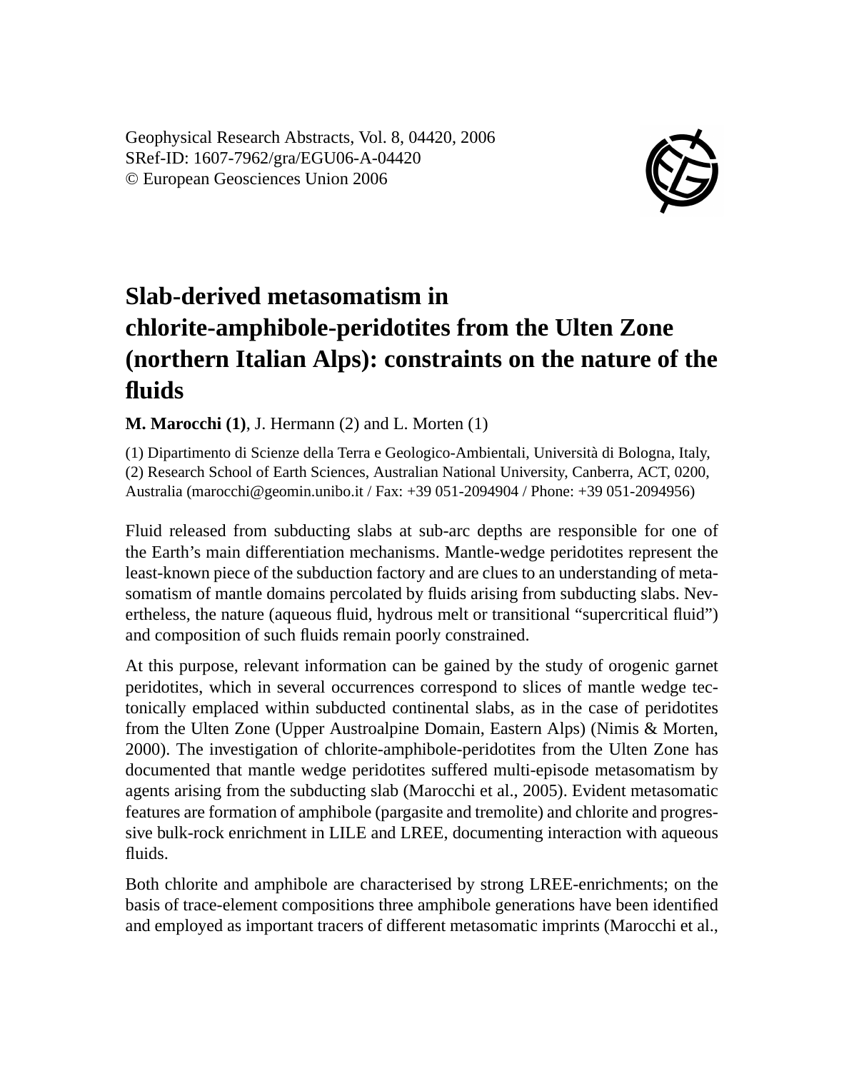# Slab-derived metasomatism in chlorite-amphibole-peridotites from the Ulten Zone (northern Italian Alps): constraints on the nature of the fluids

**M. Marocchi (1)**, J. Hermann (2) and L. Morten (1)

(1) Dipartimento di Scienze della Terra e Geologico-Ambientali, Università di Bologna, Italy, (2) Research School of Earth Sciences, Australian National University, Canberra, ACT, 0200, Australia (marocchi@geomin.unibo.it / Fax: +39 051-2094904 / Phone: +39 051-2094956)

Fluid released from subducting slabs at sub-arc depths are responsible for one of the Earth's main differentiation mechanisms. Mantle-wedge peridotites represent the least-known piece of the subduction factory and are clues to an understanding of metasomatism of mantle domains percolated by fluids arising from subducting slabs. Nevertheless, the nature (aqueous fluid, hydrous melt or transitional "supercritical fluid") and composition of such fluids remain poorly constrained.

At this purpose, relevant information can be gained by the study of orogenic garnet peridotites, which in several occurrences correspond to slices of mantle wedge tectonically emplaced within subducted continental slabs, as in the case of peridotites from the Ulten Zone (Upper Austroalpine Domain, Eastern Alps) (Nimis & Morten, 2000). The investigation of chlorite-amphibole-peridotites from the Ulten Zone has documented that mantle wedge peridotites suffered multi-episode metasomatism by agents arising from the subducting slab (Marocchi et al., 2005). Evident metasomatic features are formation of amphibole (pargasite and tremolite) and chlorite and progressive bulk-rock enrichment in LILE and LREE, documenting interaction with aqueous fluids.

Both chlorite and amphibole are characterised by strong LREE-enrichments; on the basis of trace-element compositions three amphibole generations have been identified and employed as important tracers of different metasomatic imprints (Marocchi et al.,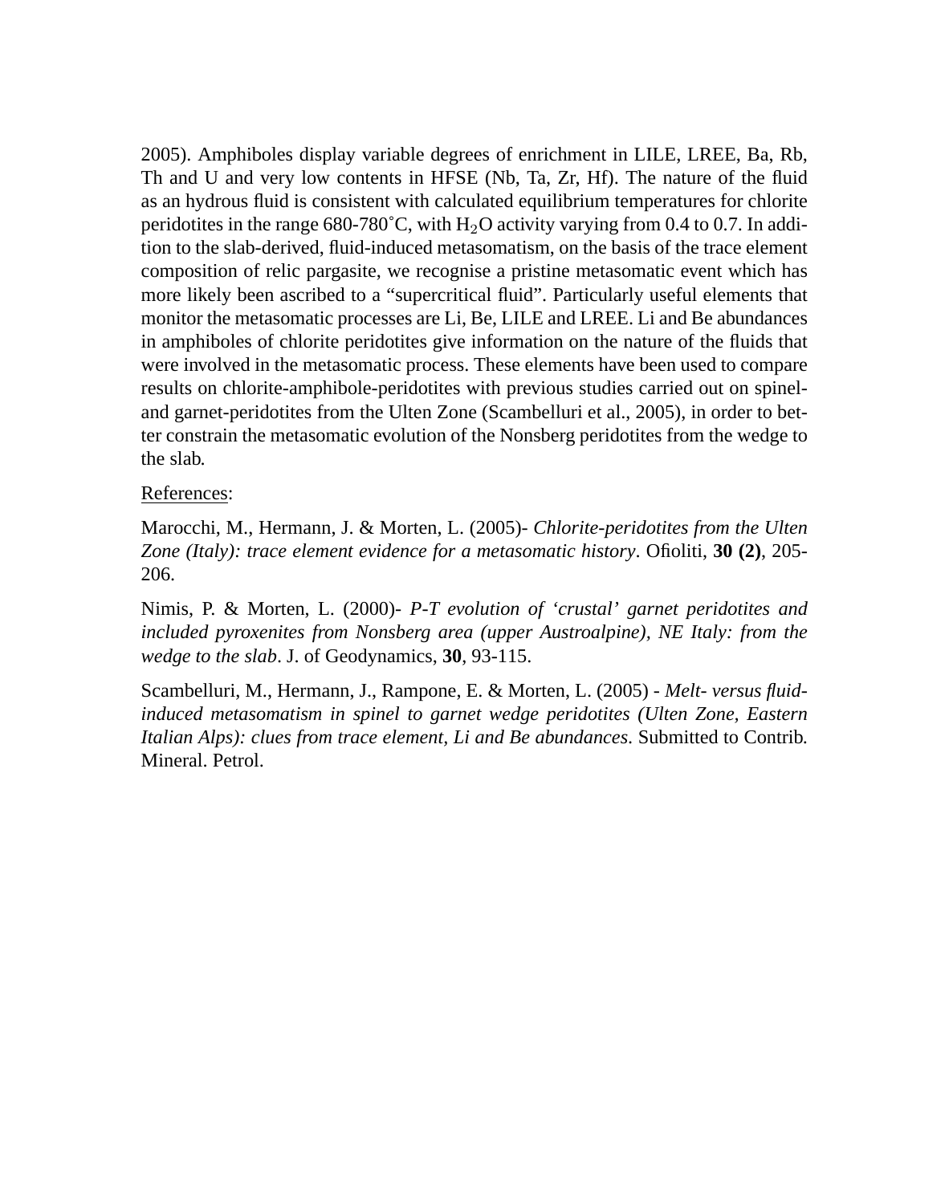2005). Amphiboles display variable degrees of enrichment in LILE, LREE, Ba, Rb, Th and U and very low contents in HFSE (Nb, Ta, Zr, Hf). The nature of the fluid as an hydrous fluid is consistent with calculated equilibrium temperatures for chlorite peridotites in the range 680-780˚C, with $H_2O$ activity varying from 0.4 to 0.7. In addition to the slab-derived, fluid-induced metasomatism, on the basis of the trace element composition of relic pargasite, we recognise a pristine metasomatic event which has more likely been ascribed to a "supercritical fluid". Particularly useful elements that monitor the metasomatic processes are Li, Be, LILE and LREE. Li and Be abundances in amphiboles of chlorite peridotites give information on the nature of the fluids that were involved in the metasomatic process. These elements have been used to compare results on chlorite-amphibole-peridotites with previous studies carried out on spinel- and garnet-peridotites from the Ulten Zone (Scambelluri et al., 2005), in order to better constrain the metasomatic evolution of the Nonsberg peridotites from the wedge to the slab.

References:

Marocchi, M., Hermann, J. & Morten, L. (2005)- *Chlorite-peridotites from the Ulten Zone (Italy): trace element evidence for a metasomatic history*. Ofioliti, **30 (2)**, 205-206.

Nimis, P. & Morten, L. (2000)- *P-T evolution of 'crustal' garnet peridotites and included pyroxenites from Nonsberg area (upper Austroalpine), NE Italy: from the wedge to the slab*. J. of Geodynamics, **30**, 93-115.

Scambelluri, M., Hermann, J., Rampone, E. & Morten, L. (2005) - *Melt- versus fluid-induced metasomatism in spinel to garnet wedge peridotites (Ulten Zone, Eastern Italian Alps): clues from trace element, Li and Be abundances*. Submitted to Contrib. Mineral. Petrol.